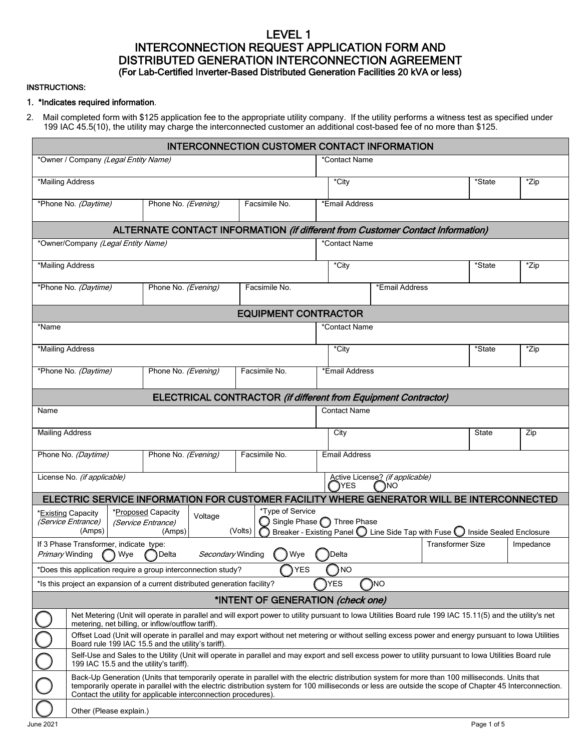# LEVEL 1
# INTERCONNECTION REQUEST APPLICATION FORM AND DISTRIBUTED GENERATION INTERCONNECTION AGREEMENT
### (For Lab-Certified Inverter-Based Distributed Generation Facilities 20 kVA or less)

INSTRUCTIONS:

1. ***Indicates required information**.
2. Mail completed form with $125 application fee to the appropriate utility company. If the utility performs a witness test as specified under 199 IAC 45.5(10), the utility may charge the interconnected customer an additional cost-based fee of no more than $125.

## INTERCONNECTION CUSTOMER CONTACT INFORMATION

| *Owner / Company *(Legal Entity Name)* | | | *Contact Name | | |
|---|---|---|---|---|---|
| *Mailing Address | | | *City | *State | *Zip |
| *Phone No. *(Daytime)* | Phone No. *(Evening)* | Facsimile No. | *Email Address | | |

## ALTERNATE CONTACT INFORMATION *(if different from Customer Contact Information)*

| *Owner/Company *(Legal Entity Name)* | | | *Contact Name | | |
|---|---|---|---|---|---|
| *Mailing Address | | | *City | *State | *Zip |
| *Phone No. *(Daytime)* | Phone No. *(Evening)* | Facsimile No. | *Email Address | | |

## EQUIPMENT CONTRACTOR

| *Name | | | *Contact Name | | |
|---|---|---|---|---|---|
| *Mailing Address | | | *City | *State | *Zip |
| *Phone No. *(Daytime)* | Phone No. *(Evening)* | Facsimile No. | *Email Address | | |

## ELECTRICAL CONTRACTOR *(if different from Equipment Contractor)*

| Name | | | Contact Name | | |
|---|---|---|---|---|---|
| Mailing Address | | | City | State | Zip |
| Phone No. *(Daytime)* | Phone No. *(Evening)* | Facsimile No. | Email Address | | |
| License No. *(if applicable)* | | | Active License? *(if applicable)* ◯ YES ◯ NO | | |

## ELECTRIC SERVICE INFORMATION FOR CUSTOMER FACILITY WHERE GENERATOR WILL BE INTERCONNECTED

| *Existing Capacity *(Service Entrance)* (Amps) | *Proposed Capacity *(Service Entrance)* (Amps) | Voltage (Volts) | *Type of Service ◯ Single Phase ◯ Three Phase ◯ Breaker - Existing Panel ◯ Line Side Tap with Fuse ◯ Inside Sealed Enclosure |
|---|---|---|---|

| If 3 Phase Transformer, indicate type: *Primary* Winding ◯ Wye ◯ Delta *Secondary* Winding ◯ Wye ◯ Delta | Transformer Size | Impedance |
|---|---|---|

*Does this application require a group interconnection study? ◯ YES ◯ NO

*Is this project an expansion of a current distributed generation facility? ◯ YES ◯ NO

## *INTENT OF GENERATION *(check one)*

| | |
|---|---|
| ◯ | Net Metering (Unit will operate in parallel and will export power to utility pursuant to Iowa Utilities Board rule 199 IAC 15.11(5) and the utility's net metering, net billing, or inflow/outflow tariff). |
| ◯ | Offset Load (Unit will operate in parallel and may export without net metering or without selling excess power and energy pursuant to Iowa Utilities Board rule 199 IAC 15.5 and the utility's tariff). |
| ◯ | Self-Use and Sales to the Utility (Unit will operate in parallel and may export and sell excess power to utility pursuant to Iowa Utilities Board rule 199 IAC 15.5 and the utility's tariff). |
| ◯ | Back-Up Generation (Units that temporarily operate in parallel with the electric distribution system for more than 100 milliseconds. Units that temporarily operate in parallel with the electric distribution system for 100 milliseconds or less are outside the scope of Chapter 45 Interconnection. Contact the utility for applicable interconnection procedures). |
| ◯ | Other (Please explain.) |

June 2021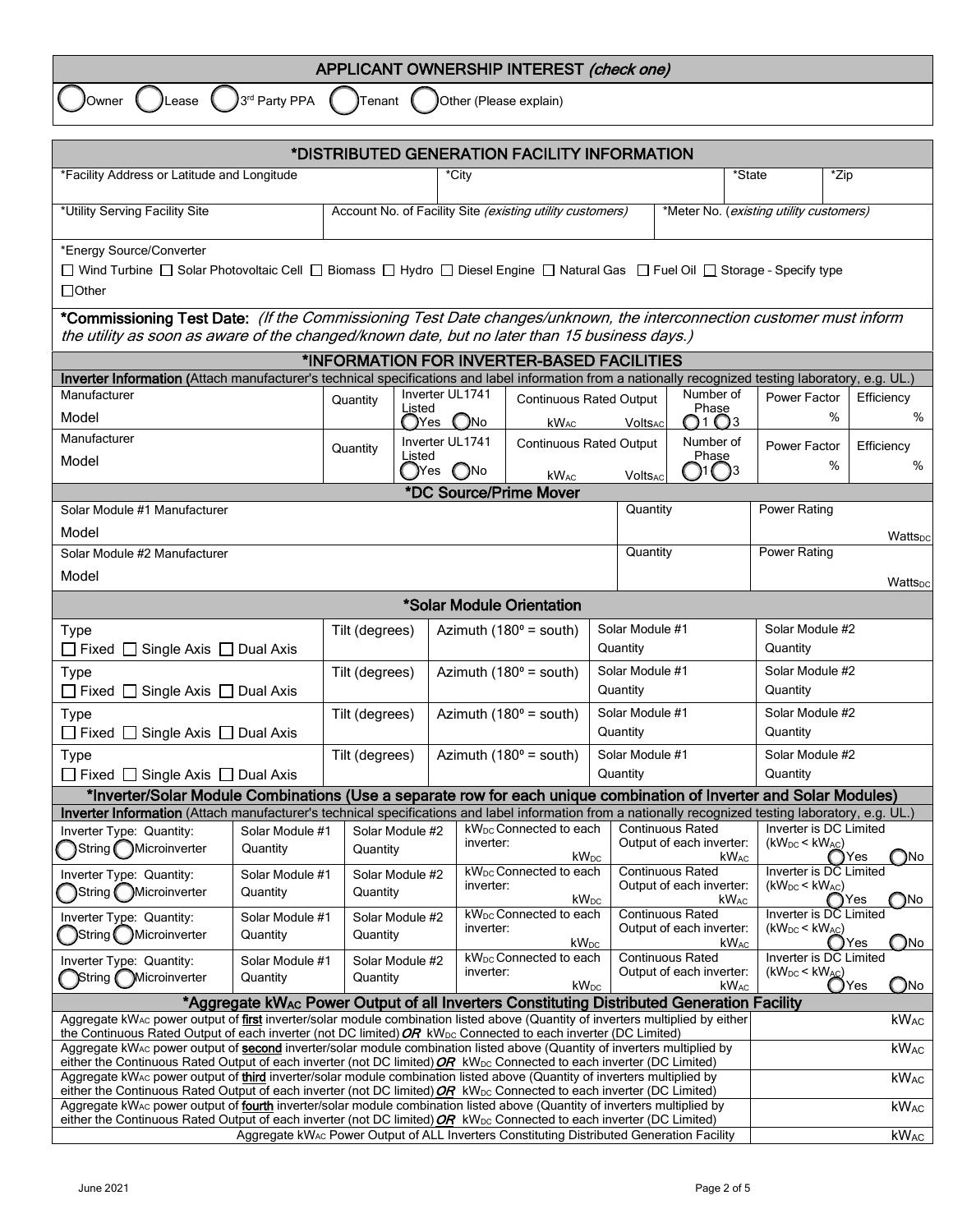## APPLICANT OWNERSHIP INTEREST *(check one)*

◯ Owner ◯ Lease ◯ 3rd Party PPA ◯ Tenant ◯ Other (Please explain)

## *DISTRIBUTED GENERATION FACILITY INFORMATION

| *Facility Address or Latitude and Longitude | *City | *State | *Zip |
|---|---|---|---|
| | | | |

| *Utility Serving Facility Site | Account No. of Facility Site *(existing utility customers)* | *Meter No. (*existing utility customers)* |
|---|---|---|
| | | |

*Energy Source/Converter

☐ Wind Turbine ☐ Solar Photovoltaic Cell ☐ Biomass ☐ Hydro ☐ Diesel Engine ☐ Natural Gas ☐ Fuel Oil ☐ Storage - Specify type

☐ Other

**\*Commissioning Test Date:** *(If the Commissioning Test Date changes/unknown, the interconnection customer must inform the utility as soon as aware of the changed/known date, but no later than 15 business days.)*

## *INFORMATION FOR INVERTER-BASED FACILITIES

**Inverter Information** (Attach manufacturer's technical specifications and label information from a nationally recognized testing laboratory, e.g. UL.)

| Manufacturer / Model | Quantity | Inverter UL1741 Listed | Continuous Rated Output | | Number of Phase | Power Factor | Efficiency |
|---|---|---|---|---|---|---|---|
| Manufacturer<br>Model | | ◯ Yes ◯ No | $kW_{AC}$ | $Volts_{AC}$ | ◯ 1 ◯ 3 | % | % |
| Manufacturer<br>Model | | ◯ Yes ◯ No | $kW_{AC}$ | $Volts_{AC}$ | ◯ 1 ◯ 3 | % | % |

## *DC Source/Prime Mover

| Manufacturer / Model | Quantity | Power Rating |
|---|---|---|
| Solar Module #1 Manufacturer<br>Model | | $Watts_{DC}$ |
| Solar Module #2 Manufacturer<br>Model | | $Watts_{DC}$ |

## *Solar Module Orientation

| Type | Tilt (degrees) | Azimuth (180º = south) | Solar Module #1 Quantity | Solar Module #2 Quantity |
|---|---|---|---|---|
| ☐ Fixed ☐ Single Axis ☐ Dual Axis | | | | |
| ☐ Fixed ☐ Single Axis ☐ Dual Axis | | | | |
| ☐ Fixed ☐ Single Axis ☐ Dual Axis | | | | |
| ☐ Fixed ☐ Single Axis ☐ Dual Axis | | | | |

## *Inverter/Solar Module Combinations (Use a separate row for each unique combination of Inverter and Solar Modules)

**Inverter Information** (Attach manufacturer's technical specifications and label information from a nationally recognized testing laboratory, e.g. UL.)

| Inverter Type: Quantity: | Solar Module #1 Quantity | Solar Module #2 Quantity | $kW_{DC}$ Connected to each inverter: | Continuous Rated Output of each inverter: | Inverter is DC Limited ($kW_{DC} < kW_{AC}$) |
|---|---|---|---|---|---|
| ◯ String ◯ Microinverter | | | $kW_{DC}$ | $kW_{AC}$ | ◯ Yes ◯ No |
| ◯ String ◯ Microinverter | | | $kW_{DC}$ | $kW_{AC}$ | ◯ Yes ◯ No |
| ◯ String ◯ Microinverter | | | $kW_{DC}$ | $kW_{AC}$ | ◯ Yes ◯ No |
| ◯ String ◯ Microinverter | | | $kW_{DC}$ | $kW_{AC}$ | ◯ Yes ◯ No |

## *Aggregate $kW_{AC}$ Power Output of all Inverters Constituting Distributed Generation Facility

| | |
|---|---|
| Aggregate $kW_{AC}$ power output of **first** inverter/solar module combination listed above (Quantity of inverters multiplied by either the Continuous Rated Output of each inverter (not DC limited) ***OR*** $kW_{DC}$ Connected to each inverter (DC Limited) | $kW_{AC}$ |
| Aggregate $kW_{AC}$ power output of **second** inverter/solar module combination listed above (Quantity of inverters multiplied by either the Continuous Rated Output of each inverter (not DC limited) ***OR*** $kW_{DC}$ Connected to each inverter (DC Limited) | $kW_{AC}$ |
| Aggregate $kW_{AC}$ power output of **third** inverter/solar module combination listed above (Quantity of inverters multiplied by either the Continuous Rated Output of each inverter (not DC limited) ***OR*** $kW_{DC}$ Connected to each inverter (DC Limited) | $kW_{AC}$ |
| Aggregate $kW_{AC}$ power output of **fourth** inverter/solar module combination listed above (Quantity of inverters multiplied by either the Continuous Rated Output of each inverter (not DC limited) ***OR*** $kW_{DC}$ Connected to each inverter (DC Limited) | $kW_{AC}$ |
| Aggregate $kW_{AC}$ Power Output of ALL Inverters Constituting Distributed Generation Facility | $kW_{AC}$ |

June 2021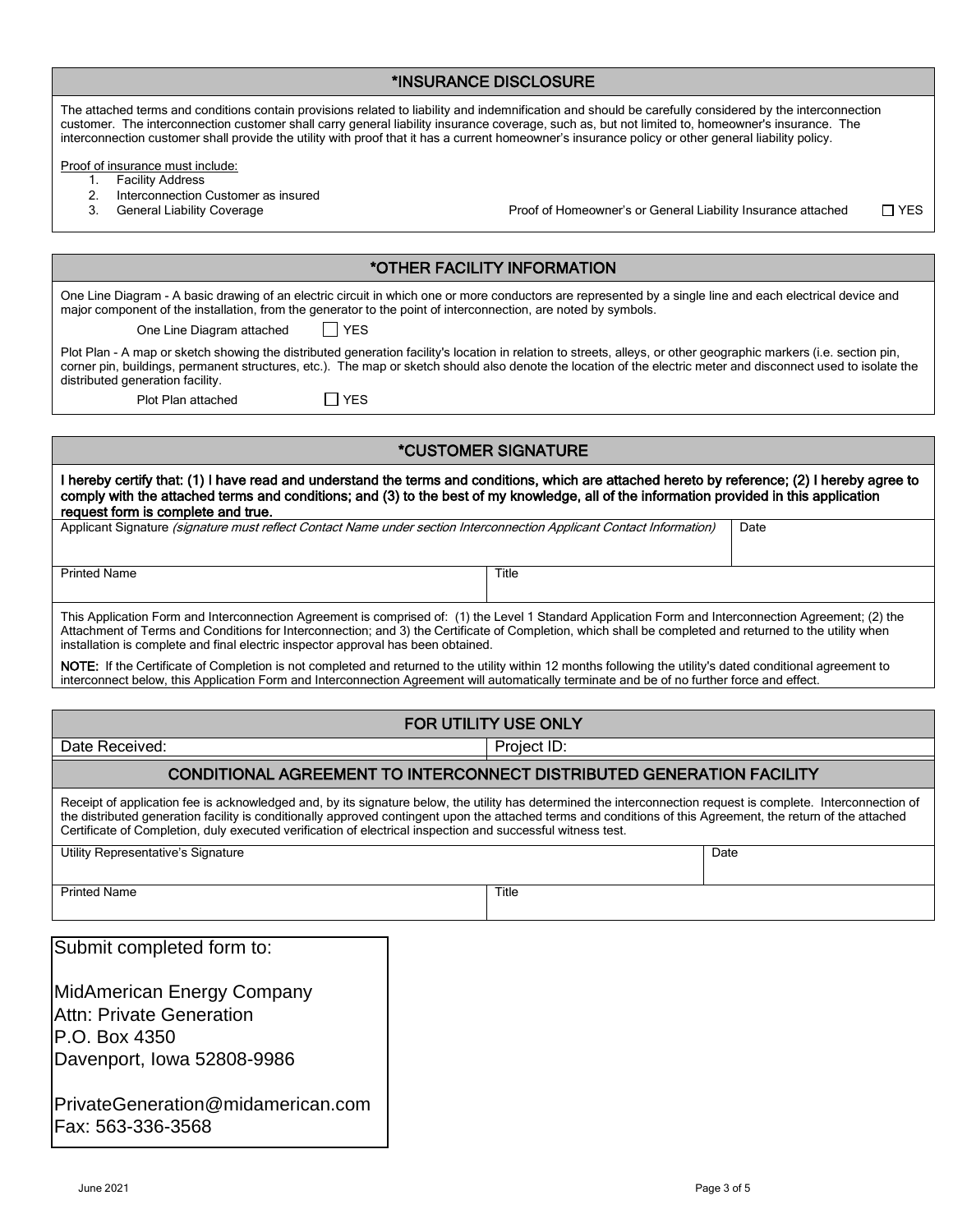## *INSURANCE DISCLOSURE

The attached terms and conditions contain provisions related to liability and indemnification and should be carefully considered by the interconnection customer. The interconnection customer shall carry general liability insurance coverage, such as, but not limited to, homeowner's insurance. The interconnection customer shall provide the utility with proof that it has a current homeowner's insurance policy or other general liability policy.

Proof of insurance must include:

1. Facility Address
2. Interconnection Customer as insured
3. General Liability Coverage

Proof of Homeowner's or General Liability Insurance attached ☐ YES

## *OTHER FACILITY INFORMATION

One Line Diagram - A basic drawing of an electric circuit in which one or more conductors are represented by a single line and each electrical device and major component of the installation, from the generator to the point of interconnection, are noted by symbols.

One Line Diagram attached ☐ YES

Plot Plan - A map or sketch showing the distributed generation facility's location in relation to streets, alleys, or other geographic markers (i.e. section pin, corner pin, buildings, permanent structures, etc.). The map or sketch should also denote the location of the electric meter and disconnect used to isolate the distributed generation facility.

Plot Plan attached ☐ YES

## *CUSTOMER SIGNATURE

**I hereby certify that: (1) I have read and understand the terms and conditions, which are attached hereto by reference; (2) I hereby agree to comply with the attached terms and conditions; and (3) to the best of my knowledge, all of the information provided in this application request form is complete and true.**

| Applicant Signature *(signature must reflect Contact Name under section Interconnection Applicant Contact Information)* | Date |
|---|---|
| Printed Name | Title |

This Application Form and Interconnection Agreement is comprised of: (1) the Level 1 Standard Application Form and Interconnection Agreement; (2) the Attachment of Terms and Conditions for Interconnection; and 3) the Certificate of Completion, which shall be completed and returned to the utility when installation is complete and final electric inspector approval has been obtained.

**NOTE:** If the Certificate of Completion is not completed and returned to the utility within 12 months following the utility's dated conditional agreement to interconnect below, this Application Form and Interconnection Agreement will automatically terminate and be of no further force and effect.

## FOR UTILITY USE ONLY

| Date Received: | Project ID: |
|---|---|

## CONDITIONAL AGREEMENT TO INTERCONNECT DISTRIBUTED GENERATION FACILITY

Receipt of application fee is acknowledged and, by its signature below, the utility has determined the interconnection request is complete. Interconnection of the distributed generation facility is conditionally approved contingent upon the attached terms and conditions of this Agreement, the return of the attached Certificate of Completion, duly executed verification of electrical inspection and successful witness test.

| Utility Representative's Signature | Date |
|---|---|
| Printed Name | Title |

Submit completed form to:

MidAmerican Energy Company
Attn: Private Generation
P.O. Box 4350
Davenport, Iowa 52808-9986

PrivateGeneration@midamerican.com
Fax: 563-336-3568

June 2021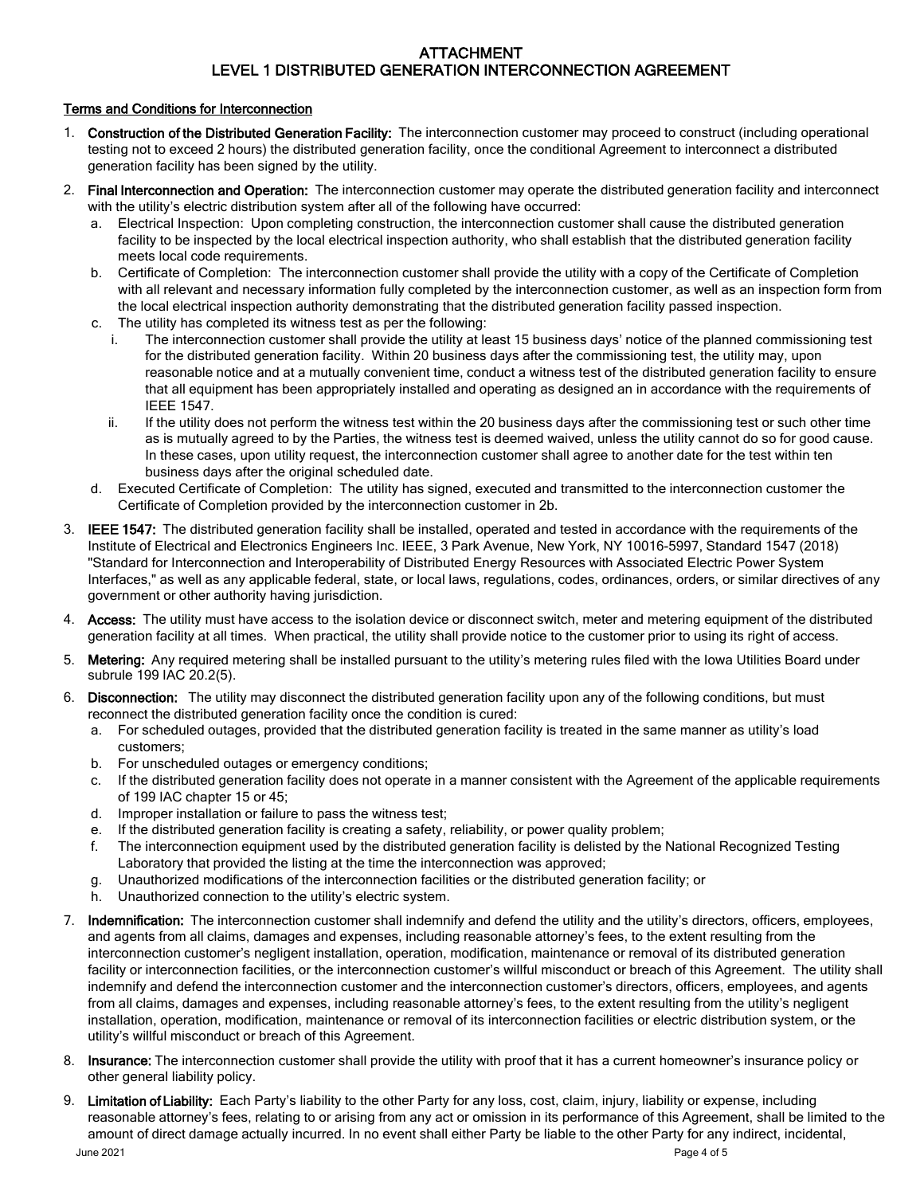# ATTACHMENT
# LEVEL 1 DISTRIBUTED GENERATION INTERCONNECTION AGREEMENT

## Terms and Conditions for Interconnection

1. **Construction of the Distributed Generation Facility:** The interconnection customer may proceed to construct (including operational testing not to exceed 2 hours) the distributed generation facility, once the conditional Agreement to interconnect a distributed generation facility has been signed by the utility.
2. **Final Interconnection and Operation:** The interconnection customer may operate the distributed generation facility and interconnect with the utility's electric distribution system after all of the following have occurred:
   a. Electrical Inspection: Upon completing construction, the interconnection customer shall cause the distributed generation facility to be inspected by the local electrical inspection authority, who shall establish that the distributed generation facility meets local code requirements.
   b. Certificate of Completion: The interconnection customer shall provide the utility with a copy of the Certificate of Completion with all relevant and necessary information fully completed by the interconnection customer, as well as an inspection form from the local electrical inspection authority demonstrating that the distributed generation facility passed inspection.
   c. The utility has completed its witness test as per the following:
      i. The interconnection customer shall provide the utility at least 15 business days' notice of the planned commissioning test for the distributed generation facility. Within 20 business days after the commissioning test, the utility may, upon reasonable notice and at a mutually convenient time, conduct a witness test of the distributed generation facility to ensure that all equipment has been appropriately installed and operating as designed an in accordance with the requirements of IEEE 1547.
      ii. If the utility does not perform the witness test within the 20 business days after the commissioning test or such other time as is mutually agreed to by the Parties, the witness test is deemed waived, unless the utility cannot do so for good cause. In these cases, upon utility request, the interconnection customer shall agree to another date for the test within ten business days after the original scheduled date.
   d. Executed Certificate of Completion: The utility has signed, executed and transmitted to the interconnection customer the Certificate of Completion provided by the interconnection customer in 2b.
3. **IEEE 1547:** The distributed generation facility shall be installed, operated and tested in accordance with the requirements of the Institute of Electrical and Electronics Engineers Inc. IEEE, 3 Park Avenue, New York, NY 10016-5997, Standard 1547 (2018) "Standard for Interconnection and Interoperability of Distributed Energy Resources with Associated Electric Power System Interfaces," as well as any applicable federal, state, or local laws, regulations, codes, ordinances, orders, or similar directives of any government or other authority having jurisdiction.
4. **Access:** The utility must have access to the isolation device or disconnect switch, meter and metering equipment of the distributed generation facility at all times. When practical, the utility shall provide notice to the customer prior to using its right of access.
5. **Metering:** Any required metering shall be installed pursuant to the utility's metering rules filed with the Iowa Utilities Board under subrule 199 IAC 20.2(5).
6. **Disconnection:** The utility may disconnect the distributed generation facility upon any of the following conditions, but must reconnect the distributed generation facility once the condition is cured:
   a. For scheduled outages, provided that the distributed generation facility is treated in the same manner as utility's load customers;
   b. For unscheduled outages or emergency conditions;
   c. If the distributed generation facility does not operate in a manner consistent with the Agreement of the applicable requirements of 199 IAC chapter 15 or 45;
   d. Improper installation or failure to pass the witness test;
   e. If the distributed generation facility is creating a safety, reliability, or power quality problem;
   f. The interconnection equipment used by the distributed generation facility is delisted by the National Recognized Testing Laboratory that provided the listing at the time the interconnection was approved;
   g. Unauthorized modifications of the interconnection facilities or the distributed generation facility; or
   h. Unauthorized connection to the utility's electric system.
7. **Indemnification:** The interconnection customer shall indemnify and defend the utility and the utility's directors, officers, employees, and agents from all claims, damages and expenses, including reasonable attorney's fees, to the extent resulting from the interconnection customer's negligent installation, operation, modification, maintenance or removal of its distributed generation facility or interconnection facilities, or the interconnection customer's willful misconduct or breach of this Agreement. The utility shall indemnify and defend the interconnection customer and the interconnection customer's directors, officers, employees, and agents from all claims, damages and expenses, including reasonable attorney's fees, to the extent resulting from the utility's negligent installation, operation, modification, maintenance or removal of its interconnection facilities or electric distribution system, or the utility's willful misconduct or breach of this Agreement.
8. **Insurance:** The interconnection customer shall provide the utility with proof that it has a current homeowner's insurance policy or other general liability policy.
9. **Limitation of Liability:** Each Party's liability to the other Party for any loss, cost, claim, injury, liability or expense, including reasonable attorney's fees, relating to or arising from any act or omission in its performance of this Agreement, shall be limited to the amount of direct damage actually incurred. In no event shall either Party be liable to the other Party for any indirect, incidental,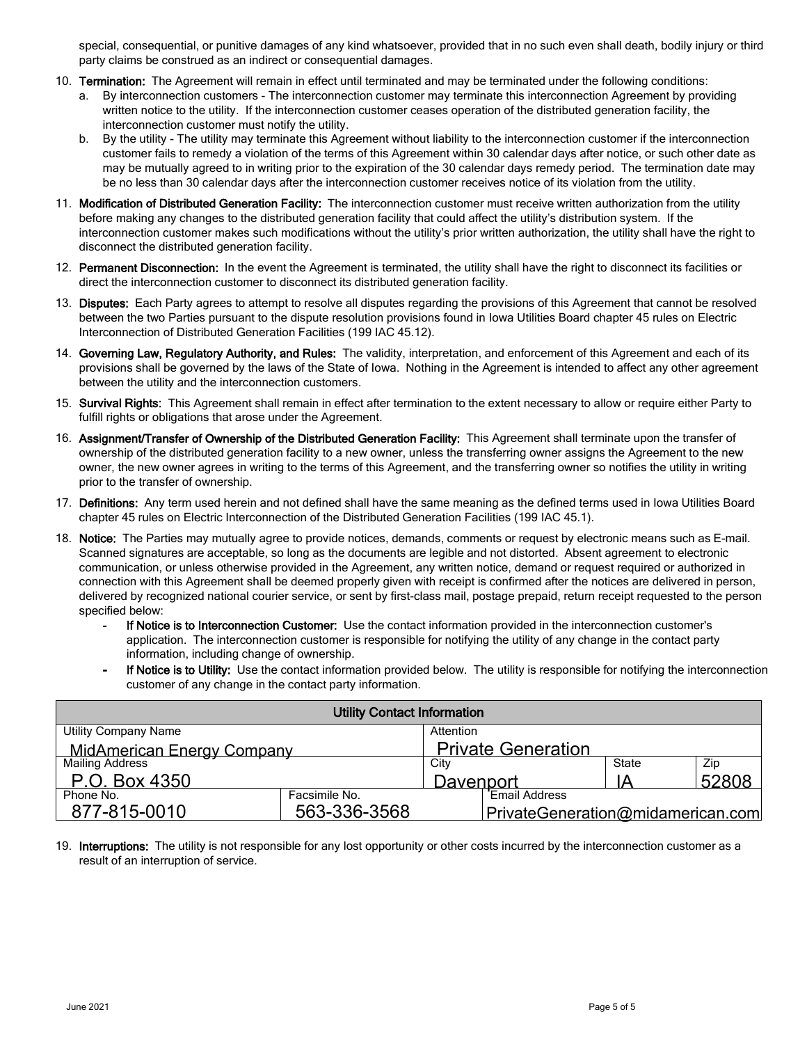special, consequential, or punitive damages of any kind whatsoever, provided that in no such even shall death, bodily injury or third party claims be construed as an indirect or consequential damages.

10. **Termination:** The Agreement will remain in effect until terminated and may be terminated under the following conditions:
    a. By interconnection customers - The interconnection customer may terminate this interconnection Agreement by providing written notice to the utility. If the interconnection customer ceases operation of the distributed generation facility, the interconnection customer must notify the utility.
    b. By the utility - The utility may terminate this Agreement without liability to the interconnection customer if the interconnection customer fails to remedy a violation of the terms of this Agreement within 30 calendar days after notice, or such other date as may be mutually agreed to in writing prior to the expiration of the 30 calendar days remedy period. The termination date may be no less than 30 calendar days after the interconnection customer receives notice of its violation from the utility.
11. **Modification of Distributed Generation Facility:** The interconnection customer must receive written authorization from the utility before making any changes to the distributed generation facility that could affect the utility's distribution system. If the interconnection customer makes such modifications without the utility's prior written authorization, the utility shall have the right to disconnect the distributed generation facility.
12. **Permanent Disconnection:** In the event the Agreement is terminated, the utility shall have the right to disconnect its facilities or direct the interconnection customer to disconnect its distributed generation facility.
13. **Disputes:** Each Party agrees to attempt to resolve all disputes regarding the provisions of this Agreement that cannot be resolved between the two Parties pursuant to the dispute resolution provisions found in Iowa Utilities Board chapter 45 rules on Electric Interconnection of Distributed Generation Facilities (199 IAC 45.12).
14. **Governing Law, Regulatory Authority, and Rules:** The validity, interpretation, and enforcement of this Agreement and each of its provisions shall be governed by the laws of the State of Iowa. Nothing in the Agreement is intended to affect any other agreement between the utility and the interconnection customers.
15. **Survival Rights:** This Agreement shall remain in effect after termination to the extent necessary to allow or require either Party to fulfill rights or obligations that arose under the Agreement.
16. **Assignment/Transfer of Ownership of the Distributed Generation Facility:** This Agreement shall terminate upon the transfer of ownership of the distributed generation facility to a new owner, unless the transferring owner assigns the Agreement to the new owner, the new owner agrees in writing to the terms of this Agreement, and the transferring owner so notifies the utility in writing prior to the transfer of ownership.
17. **Definitions:** Any term used herein and not defined shall have the same meaning as the defined terms used in Iowa Utilities Board chapter 45 rules on Electric Interconnection of the Distributed Generation Facilities (199 IAC 45.1).
18. **Notice:** The Parties may mutually agree to provide notices, demands, comments or request by electronic means such as E-mail. Scanned signatures are acceptable, so long as the documents are legible and not distorted. Absent agreement to electronic communication, or unless otherwise provided in the Agreement, any written notice, demand or request required or authorized in connection with this Agreement shall be deemed properly given with receipt is confirmed after the notices are delivered in person, delivered by recognized national courier service, or sent by first-class mail, postage prepaid, return receipt requested to the person specified below:
    - **If Notice is to Interconnection Customer:** Use the contact information provided in the interconnection customer's application. The interconnection customer is responsible for notifying the utility of any change in the contact party information, including change of ownership.
    - **If Notice is to Utility:** Use the contact information provided below. The utility is responsible for notifying the interconnection customer of any change in the contact party information.

| **Utility Contact Information** | | | | | |
|---|---|---|---|---|---|
| Utility Company Name<br>MidAmerican Energy Company | | Attention<br>Private Generation | | | |
| Mailing Address<br>P.O. Box 4350 | | City<br>Davenport | | State<br>IA | Zip<br>52808 |
| Phone No.<br>877-815-0010 | Facsimile No.<br>563-336-3568 | Email Address<br>PrivateGeneration@midamerican.com | | | |

19. **Interruptions:** The utility is not responsible for any lost opportunity or other costs incurred by the interconnection customer as a result of an interruption of service.

June 2021